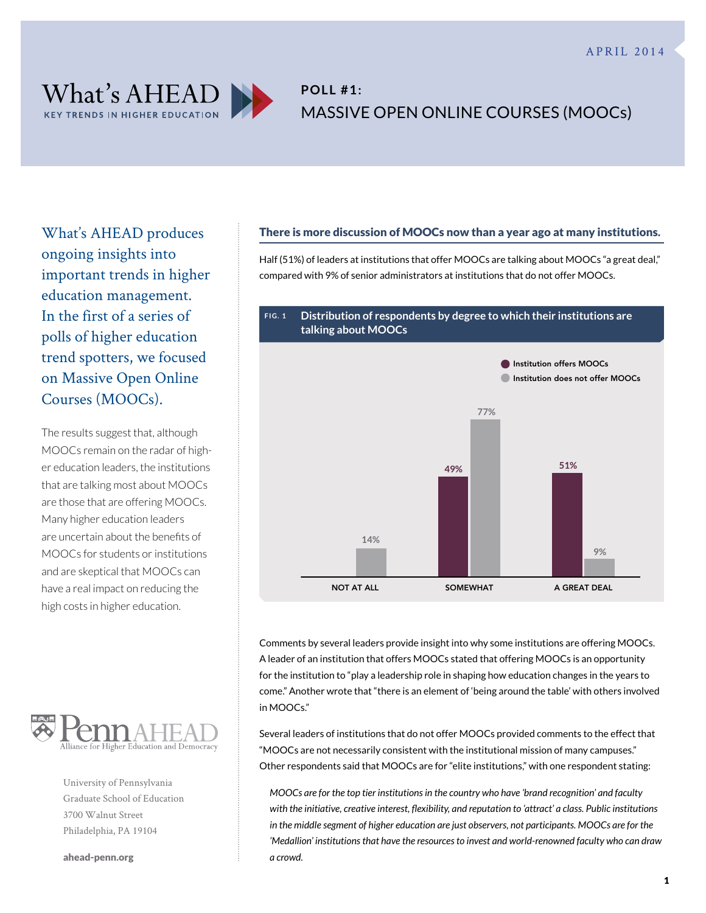APRIL 2014

# What's AHEAD

KEY TRENDS IN HIGHER EDUCATION

## POLL #1: MASSIVE OPEN ONLINE COURSES (MOOCs)

What's AHEAD produces ongoing insights into important trends in higher education management. In the first of a series of polls of higher education trend spotters, we focused on Massive Open Online Courses (MOOCs).

The results suggest that, although MOOCs remain on the radar of higher education leaders, the institutions that are talking most about MOOCs are those that are offering MOOCs. Many higher education leaders are uncertain about the benefits of MOOCs for students or institutions and are skeptical that MOOCs can have a real impact on reducing the high costs in higher education.

PennAHEAD
Alliance for Higher Education and Democracy

University of Pennsylvania
Graduate School of Education
3700 Walnut Street
Philadelphia, PA 19104

**ahead-penn.org**

### There is more discussion of MOOCs now than a year ago at many institutions.

Half (51%) of leaders at institutions that offer MOOCs are talking about MOOCs "a great deal," compared with 9% of senior administrators at institutions that do not offer MOOCs.

FIG. 1 **Distribution of respondents by degree to which their institutions are talking about MOOCs**

Institution offers MOOCs
Institution does not offer MOOCs

NOT AT ALL: 14%
SOMEWHAT: 49%, 77%
A GREAT DEAL: 51%, 9%

Comments by several leaders provide insight into why some institutions are offering MOOCs. A leader of an institution that offers MOOCs stated that offering MOOCs is an opportunity for the institution to "play a leadership role in shaping how education changes in the years to come." Another wrote that "there is an element of 'being around the table' with others involved in MOOCs."

Several leaders of institutions that do not offer MOOCs provided comments to the effect that "MOOCs are not necessarily consistent with the institutional mission of many campuses." Other respondents said that MOOCs are for "elite institutions," with one respondent stating:

> *MOOCs are for the top tier institutions in the country who have 'brand recognition' and faculty with the initiative, creative interest, flexibility, and reputation to 'attract' a class. Public institutions in the middle segment of higher education are just observers, not participants. MOOCs are for the 'Medallion' institutions that have the resources to invest and world-renowned faculty who can draw a crowd.*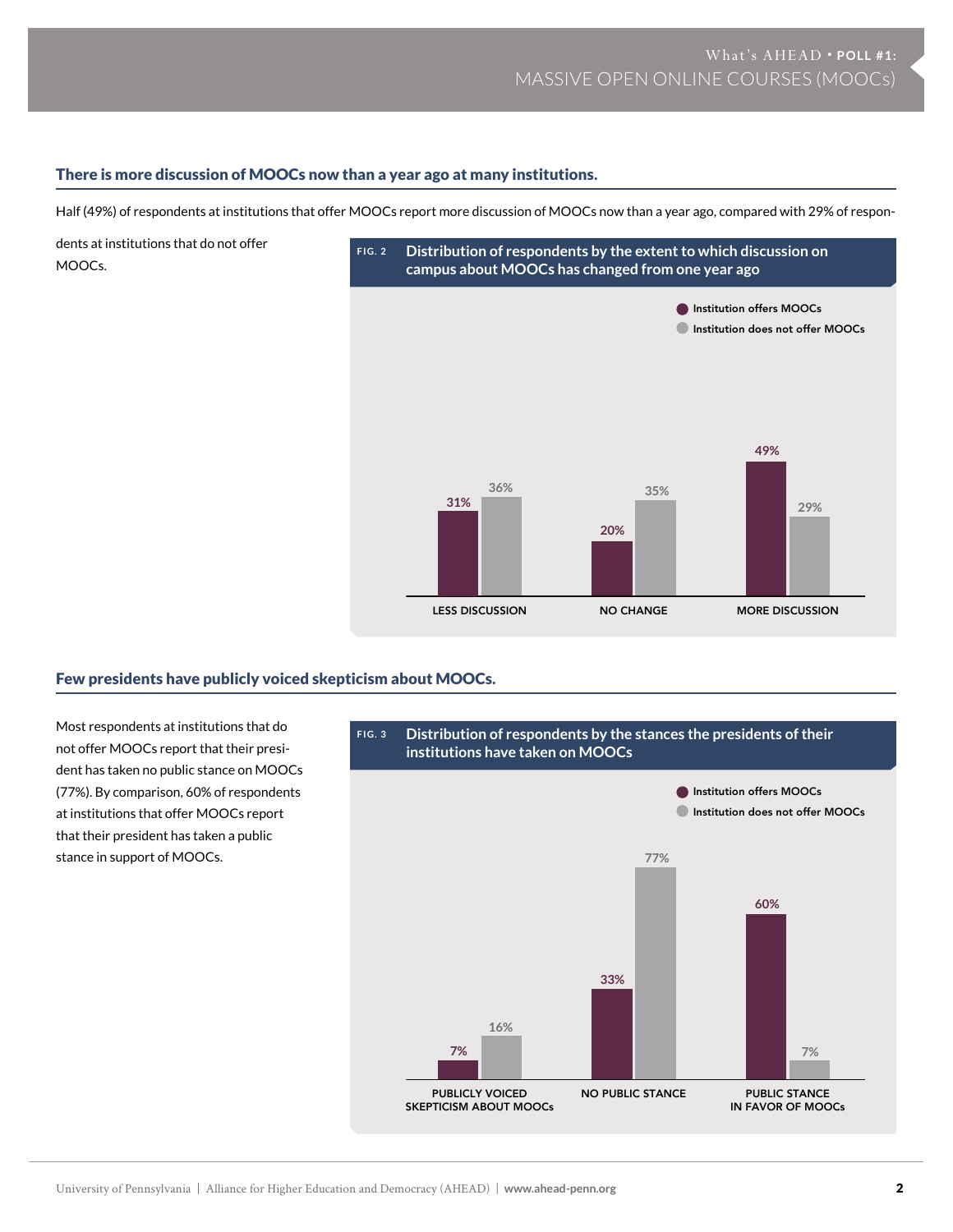## There is more discussion of MOOCs now than a year ago at many institutions.

Half (49%) of respondents at institutions that offer MOOCs report more discussion of MOOCs now than a year ago, compared with 29% of respondents at institutions that do not offer MOOCs.

FIG. 2 **Distribution of respondents by the extent to which discussion on campus about MOOCs has changed from one year ago**

Institution offers MOOCs
Institution does not offer MOOCs

LESS DISCUSSION
31%
36%

NO CHANGE
20%
35%

MORE DISCUSSION
49%
29%

## Few presidents have publicly voiced skepticism about MOOCs.

Most respondents at institutions that do not offer MOOCs report that their president has taken no public stance on MOOCs (77%). By comparison, 60% of respondents at institutions that offer MOOCs report that their president has taken a public stance in support of MOOCs.

FIG. 3 **Distribution of respondents by the stances the presidents of their institutions have taken on MOOCs**

Institution offers MOOCs
Institution does not offer MOOCs

PUBLICLY VOICED SKEPTICISM ABOUT MOOCs
7%
16%

NO PUBLIC STANCE
33%
77%

PUBLIC STANCE IN FAVOR OF MOOCs
60%
7%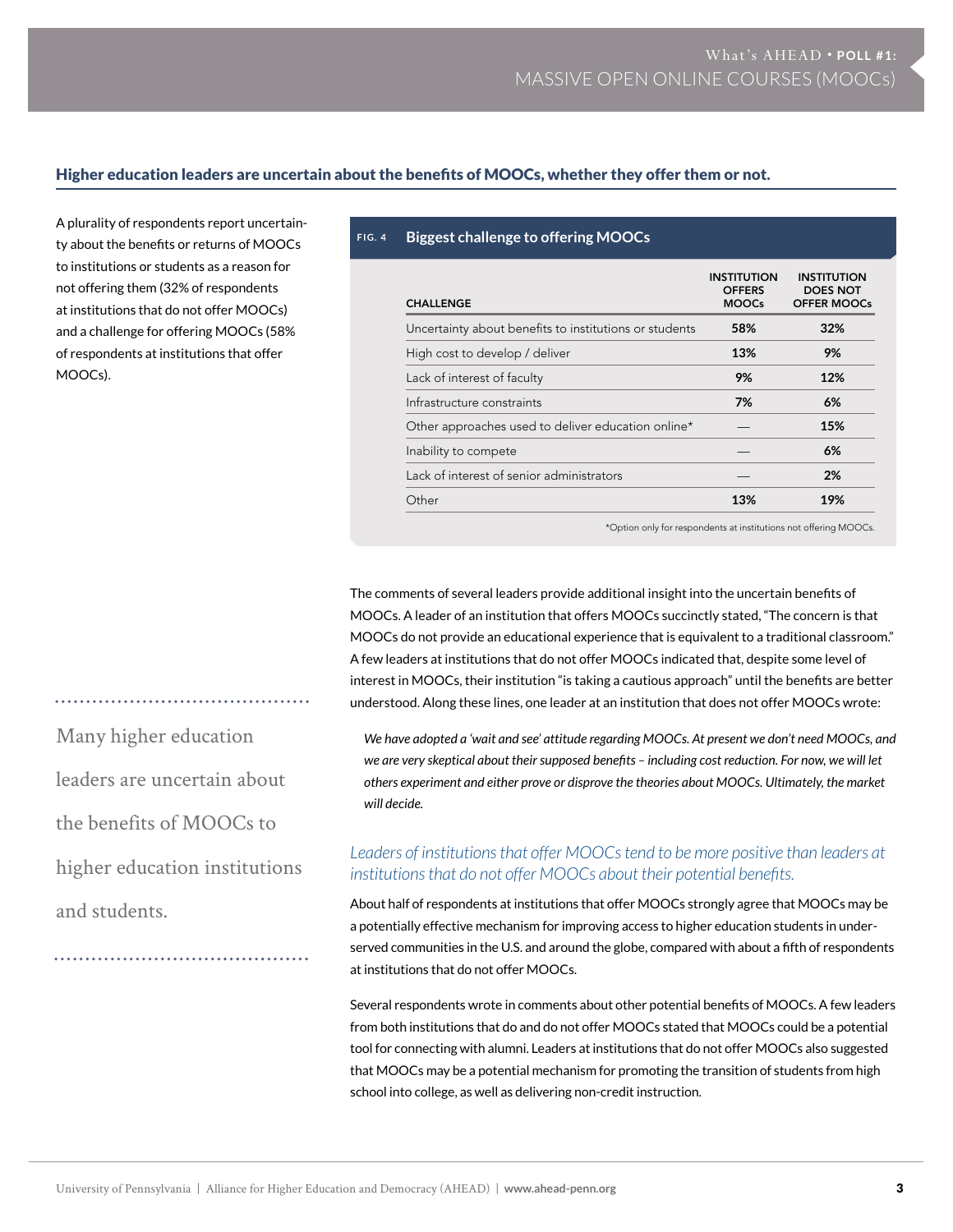## Higher education leaders are uncertain about the benefits of MOOCs, whether they offer them or not.

A plurality of respondents report uncertainty about the benefits or returns of MOOCs to institutions or students as a reason for not offering them (32% of respondents at institutions that do not offer MOOCs) and a challenge for offering MOOCs (58% of respondents at institutions that offer MOOCs).

**FIG. 4 Biggest challenge to offering MOOCs**

| CHALLENGE | INSTITUTION OFFERS MOOCs | INSTITUTION DOES NOT OFFER MOOCs |
|---|---|---|
| Uncertainty about benefits to institutions or students | **58%** | **32%** |
| High cost to develop / deliver | **13%** | **9%** |
| Lack of interest of faculty | **9%** | **12%** |
| Infrastructure constraints | **7%** | **6%** |
| Other approaches used to deliver education online* | — | **15%** |
| Inability to compete | — | **6%** |
| Lack of interest of senior administrators | — | **2%** |
| Other | **13%** | **19%** |

*Option only for respondents at institutions not offering MOOCs.

The comments of several leaders provide additional insight into the uncertain benefits of MOOCs. A leader of an institution that offers MOOCs succinctly stated, "The concern is that MOOCs do not provide an educational experience that is equivalent to a traditional classroom." A few leaders at institutions that do not offer MOOCs indicated that, despite some level of interest in MOOCs, their institution "is taking a cautious approach" until the benefits are better understood. Along these lines, one leader at an institution that does not offer MOOCs wrote:

> *We have adopted a 'wait and see' attitude regarding MOOCs. At present we don't need MOOCs, and we are very skeptical about their supposed benefits – including cost reduction. For now, we will let others experiment and either prove or disprove the theories about MOOCs. Ultimately, the market will decide.*

Many higher education leaders are uncertain about the benefits of MOOCs to higher education institutions and students.

### *Leaders of institutions that offer MOOCs tend to be more positive than leaders at institutions that do not offer MOOCs about their potential benefits.*

About half of respondents at institutions that offer MOOCs strongly agree that MOOCs may be a potentially effective mechanism for improving access to higher education students in underserved communities in the U.S. and around the globe, compared with about a fifth of respondents at institutions that do not offer MOOCs.

Several respondents wrote in comments about other potential benefits of MOOCs. A few leaders from both institutions that do and do not offer MOOCs stated that MOOCs could be a potential tool for connecting with alumni. Leaders at institutions that do not offer MOOCs also suggested that MOOCs may be a potential mechanism for promoting the transition of students from high school into college, as well as delivering non-credit instruction.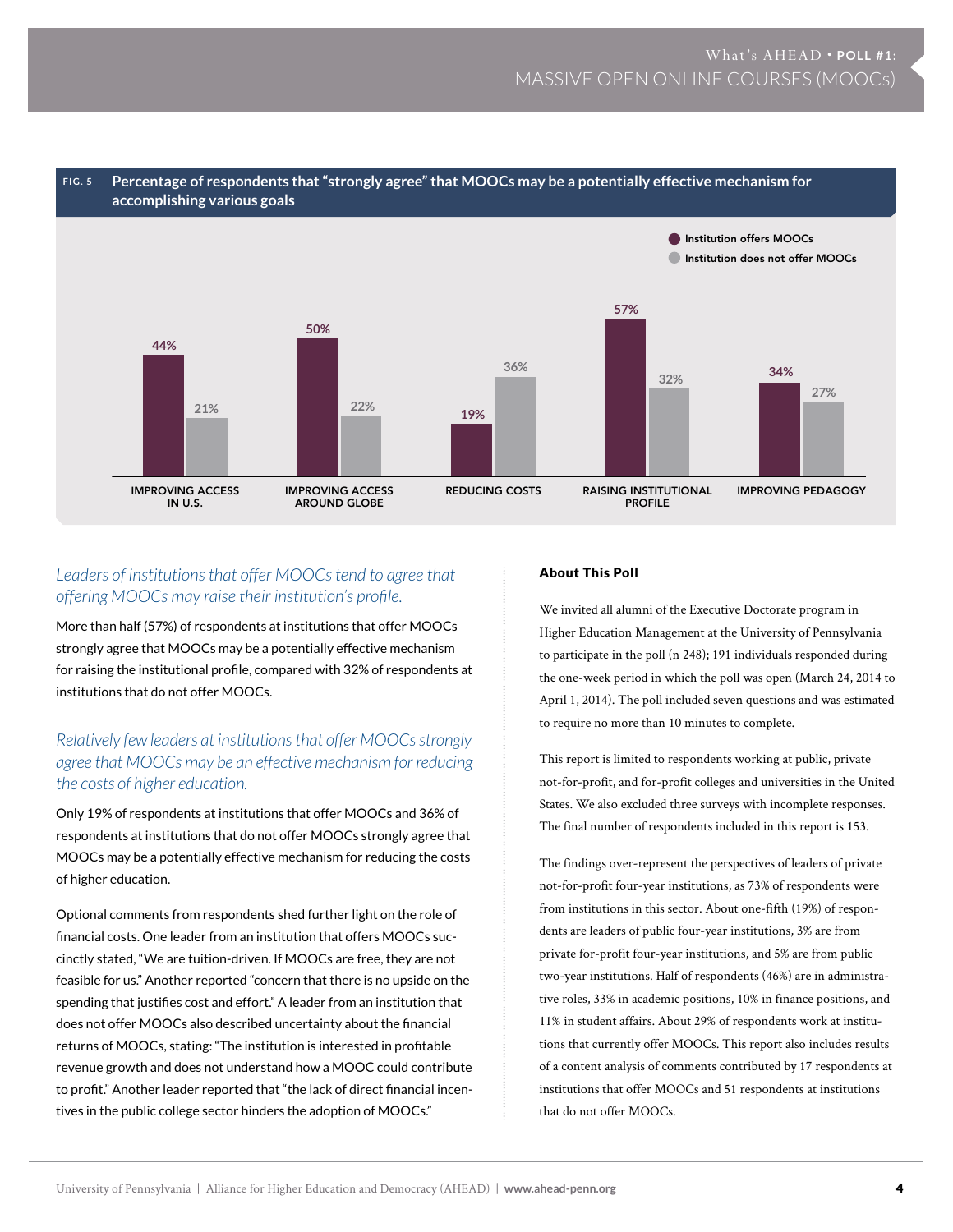FIG. 5 **Percentage of respondents that "strongly agree" that MOOCs may be a potentially effective mechanism for accomplishing various goals**

Institution offers MOOCs
Institution does not offer MOOCs

IMPROVING ACCESS IN U.S.: 44% 21%
IMPROVING ACCESS AROUND GLOBE: 50% 22%
REDUCING COSTS: 19% 36%
RAISING INSTITUTIONAL PROFILE: 57% 32%
IMPROVING PEDAGOGY: 34% 27%

*Leaders of institutions that offer MOOCs tend to agree that offering MOOCs may raise their institution's profile.*

More than half (57%) of respondents at institutions that offer MOOCs strongly agree that MOOCs may be a potentially effective mechanism for raising the institutional profile, compared with 32% of respondents at institutions that do not offer MOOCs.

*Relatively few leaders at institutions that offer MOOCs strongly agree that MOOCs may be an effective mechanism for reducing the costs of higher education.*

Only 19% of respondents at institutions that offer MOOCs and 36% of respondents at institutions that do not offer MOOCs strongly agree that MOOCs may be a potentially effective mechanism for reducing the costs of higher education.

Optional comments from respondents shed further light on the role of financial costs. One leader from an institution that offers MOOCs succinctly stated, "We are tuition-driven. If MOOCs are free, they are not feasible for us." Another reported "concern that there is no upside on the spending that justifies cost and effort." A leader from an institution that does not offer MOOCs also described uncertainty about the financial returns of MOOCs, stating: "The institution is interested in profitable revenue growth and does not understand how a MOOC could contribute to profit." Another leader reported that "the lack of direct financial incentives in the public college sector hinders the adoption of MOOCs."

#### About This Poll

We invited all alumni of the Executive Doctorate program in Higher Education Management at the University of Pennsylvania to participate in the poll (n 248); 191 individuals responded during the one-week period in which the poll was open (March 24, 2014 to April 1, 2014). The poll included seven questions and was estimated to require no more than 10 minutes to complete.

This report is limited to respondents working at public, private not-for-profit, and for-profit colleges and universities in the United States. We also excluded three surveys with incomplete responses. The final number of respondents included in this report is 153.

The findings over-represent the perspectives of leaders of private not-for-profit four-year institutions, as 73% of respondents were from institutions in this sector. About one-fifth (19%) of respondents are leaders of public four-year institutions, 3% are from private for-profit four-year institutions, and 5% are from public two-year institutions. Half of respondents (46%) are in administrative roles, 33% in academic positions, 10% in finance positions, and 11% in student affairs. About 29% of respondents work at institutions that currently offer MOOCs. This report also includes results of a content analysis of comments contributed by 17 respondents at institutions that offer MOOCs and 51 respondents at institutions that do not offer MOOCs.